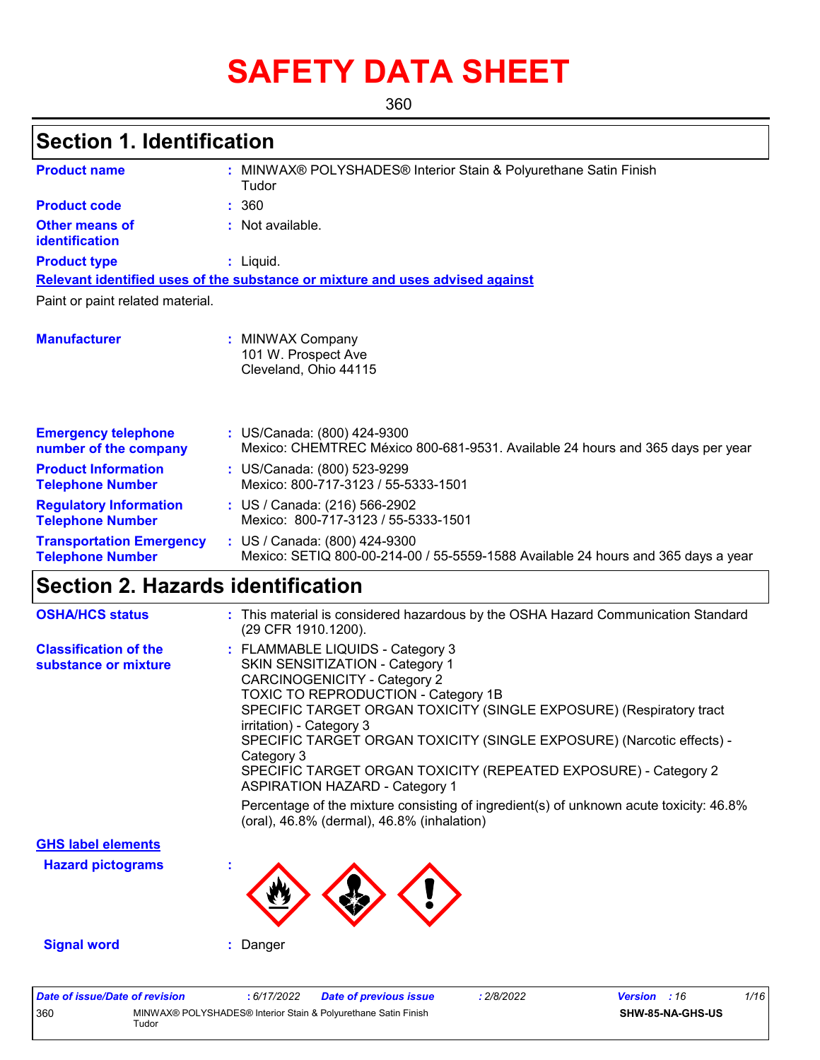# SAFETY DATA SHEET

360

## Section 1. Identification

**Product name** : MINWAX® POLYSHADES® Interior Stain & Polyurethane Satin Finish Tudor

**Product code** : 360

**Other means of identification** : Not available.

**Product type** : Liquid.

**Relevant identified uses of the substance or mixture and uses advised against**

Paint or paint related material.

**Manufacturer** : MINWAX Company
101 W. Prospect Ave
Cleveland, Ohio 44115

**Emergency telephone number of the company** : US/Canada: (800) 424-9300
Mexico: CHEMTREC México 800-681-9531. Available 24 hours and 365 days per year

**Product Information Telephone Number** : US/Canada: (800) 523-9299
Mexico: 800-717-3123 / 55-5333-1501

**Regulatory Information Telephone Number** : US / Canada: (216) 566-2902
Mexico: 800-717-3123 / 55-5333-1501

**Transportation Emergency Telephone Number** : US / Canada: (800) 424-9300
Mexico: SETIQ 800-00-214-00 / 55-5559-1588 Available 24 hours and 365 days a year

## Section 2. Hazards identification

**OSHA/HCS status** : This material is considered hazardous by the OSHA Hazard Communication Standard (29 CFR 1910.1200).

**Classification of the substance or mixture** : FLAMMABLE LIQUIDS - Category 3
SKIN SENSITIZATION - Category 1
CARCINOGENICITY - Category 2
TOXIC TO REPRODUCTION - Category 1B
SPECIFIC TARGET ORGAN TOXICITY (SINGLE EXPOSURE) (Respiratory tract irritation) - Category 3
SPECIFIC TARGET ORGAN TOXICITY (SINGLE EXPOSURE) (Narcotic effects) - Category 3
SPECIFIC TARGET ORGAN TOXICITY (REPEATED EXPOSURE) - Category 2
ASPIRATION HAZARD - Category 1

Percentage of the mixture consisting of ingredient(s) of unknown acute toxicity: 46.8% (oral), 46.8% (dermal), 46.8% (inhalation)

**GHS label elements**

**Hazard pictograms** :

**Signal word** : Danger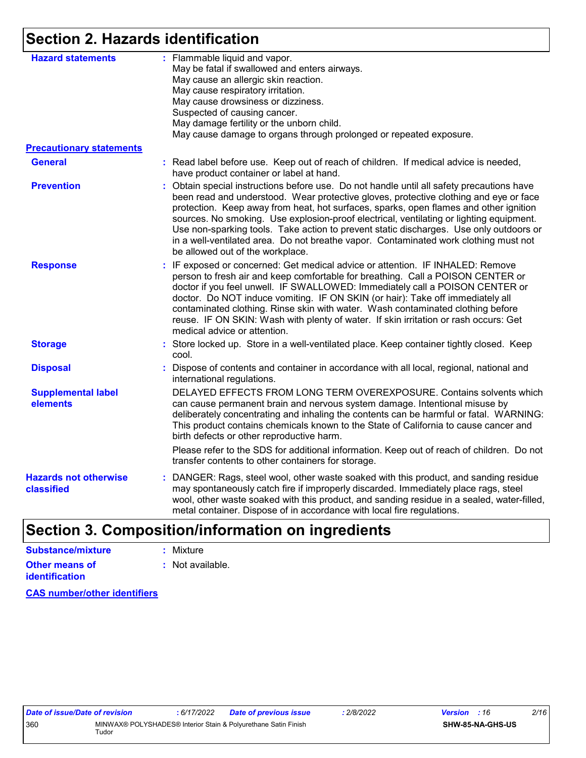## Section 2. Hazards identification

**Hazard statements** : Flammable liquid and vapor.
May be fatal if swallowed and enters airways.
May cause an allergic skin reaction.
May cause respiratory irritation.
May cause drowsiness or dizziness.
Suspected of causing cancer.
May damage fertility or the unborn child.
May cause damage to organs through prolonged or repeated exposure.

**Precautionary statements**

**General** : Read label before use. Keep out of reach of children. If medical advice is needed, have product container or label at hand.

**Prevention** : Obtain special instructions before use. Do not handle until all safety precautions have been read and understood. Wear protective gloves, protective clothing and eye or face protection. Keep away from heat, hot surfaces, sparks, open flames and other ignition sources. No smoking. Use explosion-proof electrical, ventilating or lighting equipment. Use non-sparking tools. Take action to prevent static discharges. Use only outdoors or in a well-ventilated area. Do not breathe vapor. Contaminated work clothing must not be allowed out of the workplace.

**Response** : IF exposed or concerned: Get medical advice or attention. IF INHALED: Remove person to fresh air and keep comfortable for breathing. Call a POISON CENTER or doctor if you feel unwell. IF SWALLOWED: Immediately call a POISON CENTER or doctor. Do NOT induce vomiting. IF ON SKIN (or hair): Take off immediately all contaminated clothing. Rinse skin with water. Wash contaminated clothing before reuse. IF ON SKIN: Wash with plenty of water. If skin irritation or rash occurs: Get medical advice or attention.

**Storage** : Store locked up. Store in a well-ventilated place. Keep container tightly closed. Keep cool.

**Disposal** : Dispose of contents and container in accordance with all local, regional, national and international regulations.

**Supplemental label elements** DELAYED EFFECTS FROM LONG TERM OVEREXPOSURE. Contains solvents which can cause permanent brain and nervous system damage. Intentional misuse by deliberately concentrating and inhaling the contents can be harmful or fatal. WARNING: This product contains chemicals known to the State of California to cause cancer and birth defects or other reproductive harm.

Please refer to the SDS for additional information. Keep out of reach of children. Do not transfer contents to other containers for storage.

**Hazards not otherwise classified** : DANGER: Rags, steel wool, other waste soaked with this product, and sanding residue may spontaneously catch fire if improperly discarded. Immediately place rags, steel wool, other waste soaked with this product, and sanding residue in a sealed, water-filled, metal container. Dispose of in accordance with local fire regulations.

## Section 3. Composition/information on ingredients

**Substance/mixture** : Mixture

**Other means of identification** : Not available.

**CAS number/other identifiers**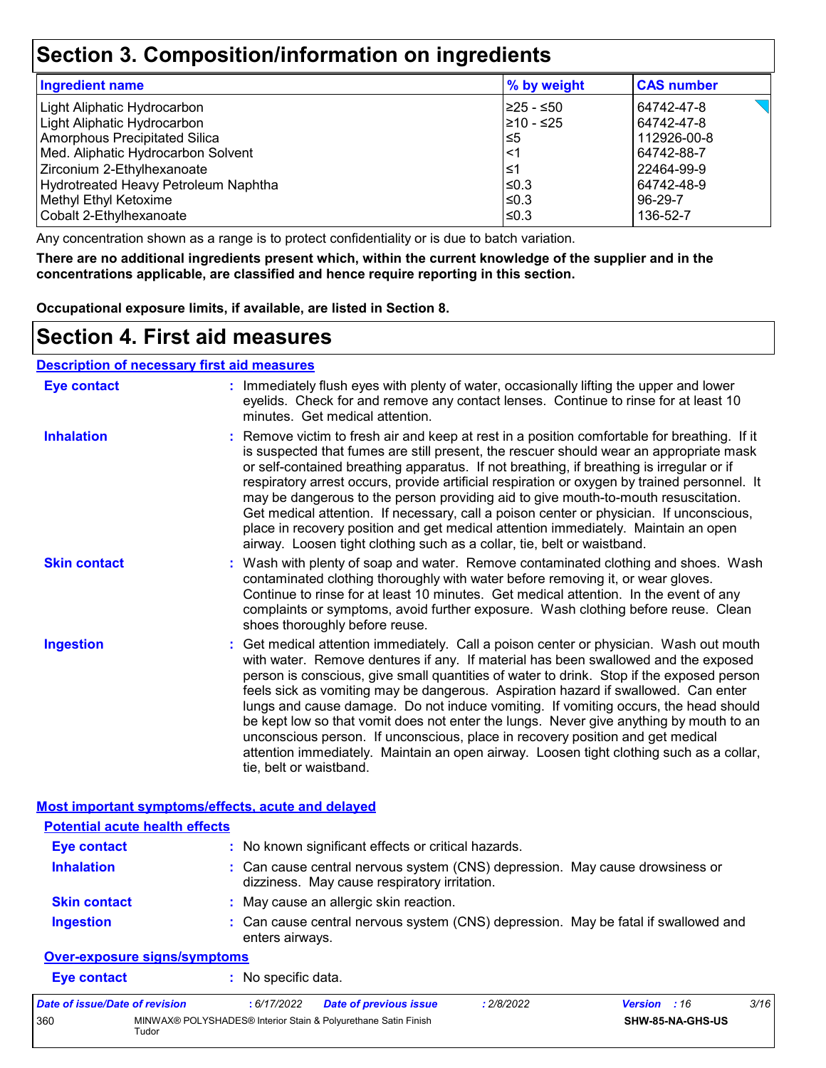## Section 3. Composition/information on ingredients

| Ingredient name | % by weight | CAS number |
| --- | --- | --- |
| Light Aliphatic Hydrocarbon | ≥25 - ≤50 | 64742-47-8 |
| Light Aliphatic Hydrocarbon | ≥10 - ≤25 | 64742-47-8 |
| Amorphous Precipitated Silica | ≤5 | 112926-00-8 |
| Med. Aliphatic Hydrocarbon Solvent | <1 | 64742-88-7 |
| Zirconium 2-Ethylhexanoate | ≤1 | 22464-99-9 |
| Hydrotreated Heavy Petroleum Naphtha | ≤0.3 | 64742-48-9 |
| Methyl Ethyl Ketoxime | ≤0.3 | 96-29-7 |
| Cobalt 2-Ethylhexanoate | ≤0.3 | 136-52-7 |

Any concentration shown as a range is to protect confidentiality or is due to batch variation.

**There are no additional ingredients present which, within the current knowledge of the supplier and in the concentrations applicable, are classified and hence require reporting in this section.**

**Occupational exposure limits, if available, are listed in Section 8.**

## Section 4. First aid measures

### Description of necessary first aid measures

**Eye contact** : Immediately flush eyes with plenty of water, occasionally lifting the upper and lower eyelids. Check for and remove any contact lenses. Continue to rinse for at least 10 minutes. Get medical attention.

**Inhalation** : Remove victim to fresh air and keep at rest in a position comfortable for breathing. If it is suspected that fumes are still present, the rescuer should wear an appropriate mask or self-contained breathing apparatus. If not breathing, if breathing is irregular or if respiratory arrest occurs, provide artificial respiration or oxygen by trained personnel. It may be dangerous to the person providing aid to give mouth-to-mouth resuscitation. Get medical attention. If necessary, call a poison center or physician. If unconscious, place in recovery position and get medical attention immediately. Maintain an open airway. Loosen tight clothing such as a collar, tie, belt or waistband.

**Skin contact** : Wash with plenty of soap and water. Remove contaminated clothing and shoes. Wash contaminated clothing thoroughly with water before removing it, or wear gloves. Continue to rinse for at least 10 minutes. Get medical attention. In the event of any complaints or symptoms, avoid further exposure. Wash clothing before reuse. Clean shoes thoroughly before reuse.

**Ingestion** : Get medical attention immediately. Call a poison center or physician. Wash out mouth with water. Remove dentures if any. If material has been swallowed and the exposed person is conscious, give small quantities of water to drink. Stop if the exposed person feels sick as vomiting may be dangerous. Aspiration hazard if swallowed. Can enter lungs and cause damage. Do not induce vomiting. If vomiting occurs, the head should be kept low so that vomit does not enter the lungs. Never give anything by mouth to an unconscious person. If unconscious, place in recovery position and get medical attention immediately. Maintain an open airway. Loosen tight clothing such as a collar, tie, belt or waistband.

### Most important symptoms/effects, acute and delayed

#### Potential acute health effects

**Eye contact** : No known significant effects or critical hazards.

**Inhalation** : Can cause central nervous system (CNS) depression. May cause drowsiness or dizziness. May cause respiratory irritation.

**Skin contact** : May cause an allergic skin reaction.

**Ingestion** : Can cause central nervous system (CNS) depression. May be fatal if swallowed and enters airways.

#### Over-exposure signs/symptoms

**Eye contact** : No specific data.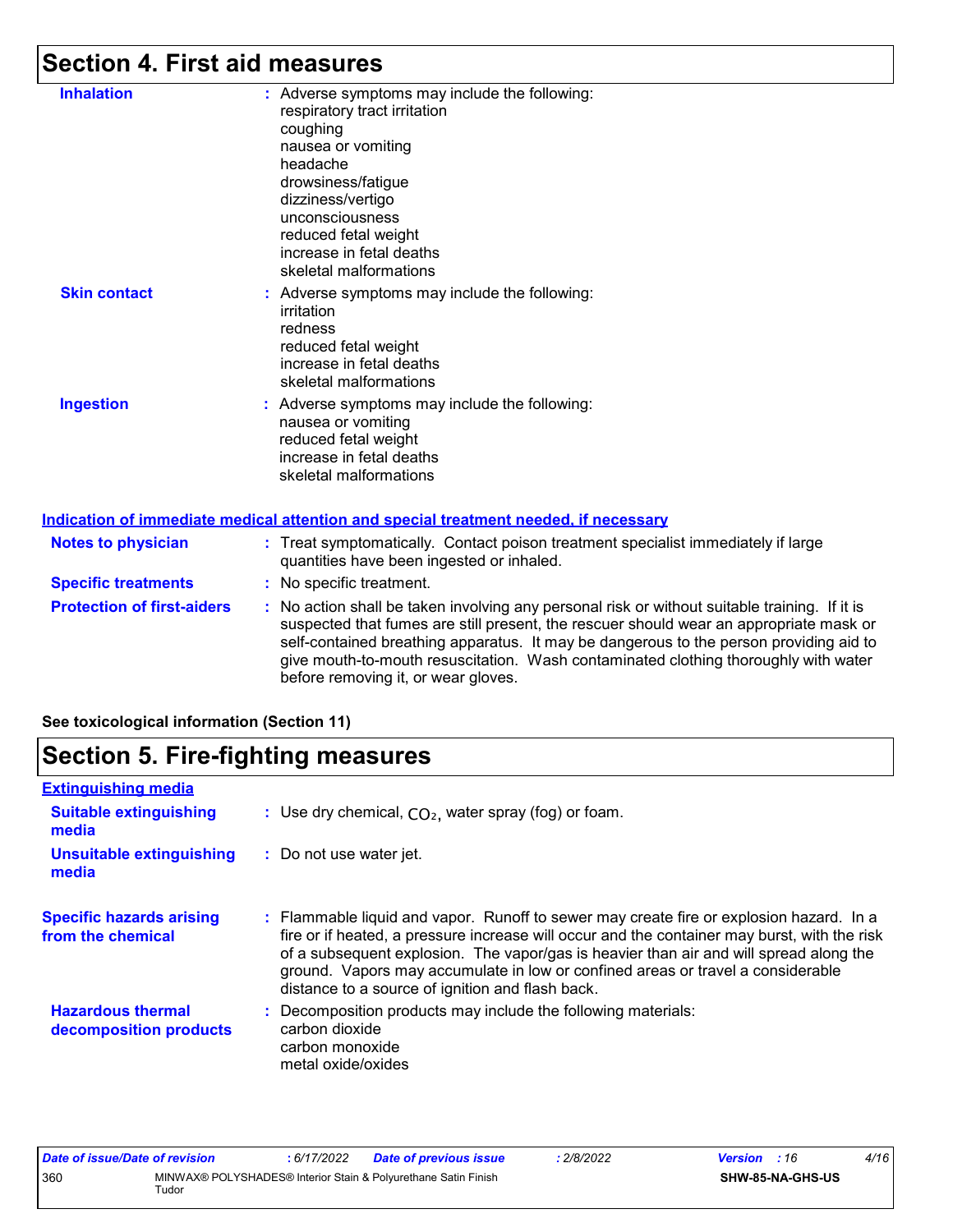## Section 4. First aid measures

**Inhalation** : Adverse symptoms may include the following:
respiratory tract irritation
coughing
nausea or vomiting
headache
drowsiness/fatigue
dizziness/vertigo
unconsciousness
reduced fetal weight
increase in fetal deaths
skeletal malformations

**Skin contact** : Adverse symptoms may include the following:
irritation
redness
reduced fetal weight
increase in fetal deaths
skeletal malformations

**Ingestion** : Adverse symptoms may include the following:
nausea or vomiting
reduced fetal weight
increase in fetal deaths
skeletal malformations

### Indication of immediate medical attention and special treatment needed, if necessary

**Notes to physician** : Treat symptomatically. Contact poison treatment specialist immediately if large quantities have been ingested or inhaled.

**Specific treatments** : No specific treatment.

**Protection of first-aiders** : No action shall be taken involving any personal risk or without suitable training. If it is suspected that fumes are still present, the rescuer should wear an appropriate mask or self-contained breathing apparatus. It may be dangerous to the person providing aid to give mouth-to-mouth resuscitation. Wash contaminated clothing thoroughly with water before removing it, or wear gloves.

**See toxicological information (Section 11)**

## Section 5. Fire-fighting measures

### Extinguishing media

**Suitable extinguishing media** : Use dry chemical, $CO_2$, water spray (fog) or foam.

**Unsuitable extinguishing media** : Do not use water jet.

**Specific hazards arising from the chemical** : Flammable liquid and vapor. Runoff to sewer may create fire or explosion hazard. In a fire or if heated, a pressure increase will occur and the container may burst, with the risk of a subsequent explosion. The vapor/gas is heavier than air and will spread along the ground. Vapors may accumulate in low or confined areas or travel a considerable distance to a source of ignition and flash back.

**Hazardous thermal decomposition products** : Decomposition products may include the following materials:
carbon dioxide
carbon monoxide
metal oxide/oxides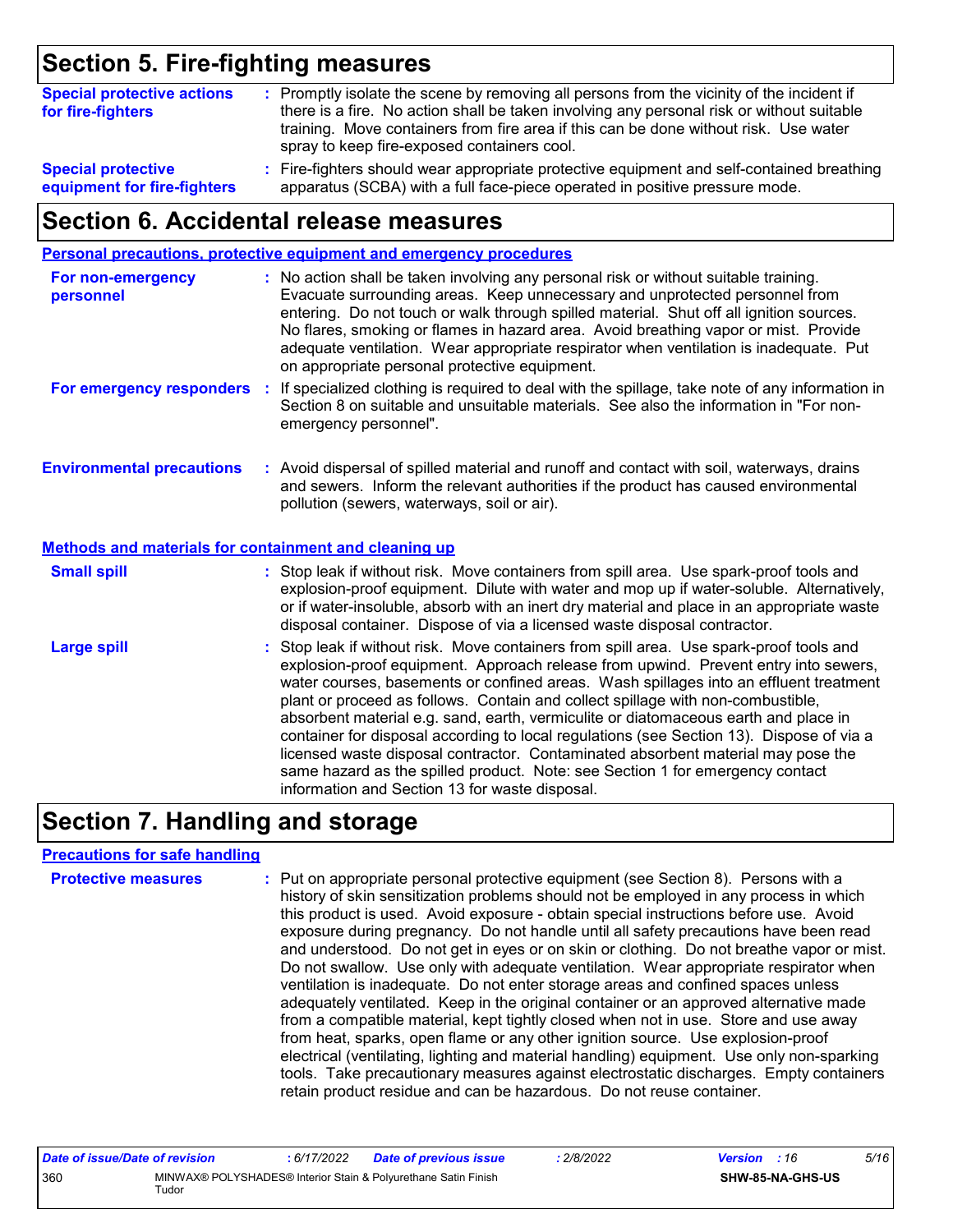## Section 5. Fire-fighting measures

**Special protective actions for fire-fighters** : Promptly isolate the scene by removing all persons from the vicinity of the incident if there is a fire. No action shall be taken involving any personal risk or without suitable training. Move containers from fire area if this can be done without risk. Use water spray to keep fire-exposed containers cool.

**Special protective equipment for fire-fighters** : Fire-fighters should wear appropriate protective equipment and self-contained breathing apparatus (SCBA) with a full face-piece operated in positive pressure mode.

## Section 6. Accidental release measures

### Personal precautions, protective equipment and emergency procedures

**For non-emergency personnel** : No action shall be taken involving any personal risk or without suitable training. Evacuate surrounding areas. Keep unnecessary and unprotected personnel from entering. Do not touch or walk through spilled material. Shut off all ignition sources. No flares, smoking or flames in hazard area. Avoid breathing vapor or mist. Provide adequate ventilation. Wear appropriate respirator when ventilation is inadequate. Put on appropriate personal protective equipment.

**For emergency responders** : If specialized clothing is required to deal with the spillage, take note of any information in Section 8 on suitable and unsuitable materials. See also the information in "For non-emergency personnel".

**Environmental precautions** : Avoid dispersal of spilled material and runoff and contact with soil, waterways, drains and sewers. Inform the relevant authorities if the product has caused environmental pollution (sewers, waterways, soil or air).

### Methods and materials for containment and cleaning up

**Small spill** : Stop leak if without risk. Move containers from spill area. Use spark-proof tools and explosion-proof equipment. Dilute with water and mop up if water-soluble. Alternatively, or if water-insoluble, absorb with an inert dry material and place in an appropriate waste disposal container. Dispose of via a licensed waste disposal contractor.

**Large spill** : Stop leak if without risk. Move containers from spill area. Use spark-proof tools and explosion-proof equipment. Approach release from upwind. Prevent entry into sewers, water courses, basements or confined areas. Wash spillages into an effluent treatment plant or proceed as follows. Contain and collect spillage with non-combustible, absorbent material e.g. sand, earth, vermiculite or diatomaceous earth and place in container for disposal according to local regulations (see Section 13). Dispose of via a licensed waste disposal contractor. Contaminated absorbent material may pose the same hazard as the spilled product. Note: see Section 1 for emergency contact information and Section 13 for waste disposal.

## Section 7. Handling and storage

### Precautions for safe handling

**Protective measures** : Put on appropriate personal protective equipment (see Section 8). Persons with a history of skin sensitization problems should not be employed in any process in which this product is used. Avoid exposure - obtain special instructions before use. Avoid exposure during pregnancy. Do not handle until all safety precautions have been read and understood. Do not get in eyes or on skin or clothing. Do not breathe vapor or mist. Do not swallow. Use only with adequate ventilation. Wear appropriate respirator when ventilation is inadequate. Do not enter storage areas and confined spaces unless adequately ventilated. Keep in the original container or an approved alternative made from a compatible material, kept tightly closed when not in use. Store and use away from heat, sparks, open flame or any other ignition source. Use explosion-proof electrical (ventilating, lighting and material handling) equipment. Use only non-sparking tools. Take precautionary measures against electrostatic discharges. Empty containers retain product residue and can be hazardous. Do not reuse container.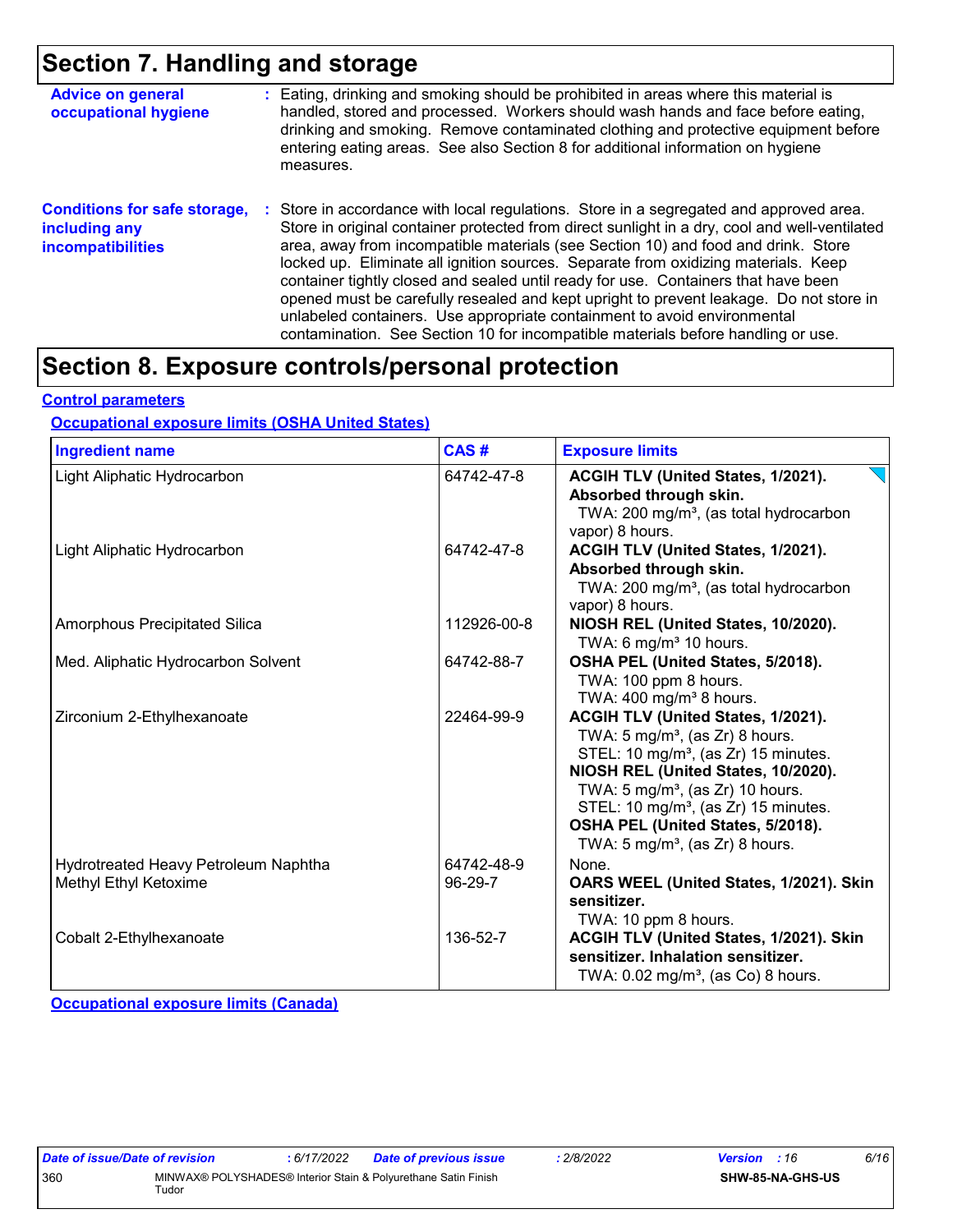## Section 7. Handling and storage

**Advice on general occupational hygiene** : Eating, drinking and smoking should be prohibited in areas where this material is handled, stored and processed. Workers should wash hands and face before eating, drinking and smoking. Remove contaminated clothing and protective equipment before entering eating areas. See also Section 8 for additional information on hygiene measures.

**Conditions for safe storage, including any incompatibilities** : Store in accordance with local regulations. Store in a segregated and approved area. Store in original container protected from direct sunlight in a dry, cool and well-ventilated area, away from incompatible materials (see Section 10) and food and drink. Store locked up. Eliminate all ignition sources. Separate from oxidizing materials. Keep container tightly closed and sealed until ready for use. Containers that have been opened must be carefully resealed and kept upright to prevent leakage. Do not store in unlabeled containers. Use appropriate containment to avoid environmental contamination. See Section 10 for incompatible materials before handling or use.

## Section 8. Exposure controls/personal protection

**Control parameters**

**Occupational exposure limits (OSHA United States)**

| Ingredient name | CAS # | Exposure limits |
|---|---|---|
| Light Aliphatic Hydrocarbon | 64742-47-8 | **ACGIH TLV (United States, 1/2021). Absorbed through skin.** TWA: 200 mg/m³, (as total hydrocarbon vapor) 8 hours. |
| Light Aliphatic Hydrocarbon | 64742-47-8 | **ACGIH TLV (United States, 1/2021). Absorbed through skin.** TWA: 200 mg/m³, (as total hydrocarbon vapor) 8 hours. |
| Amorphous Precipitated Silica | 112926-00-8 | **NIOSH REL (United States, 10/2020).** TWA: 6 mg/m³ 10 hours. |
| Med. Aliphatic Hydrocarbon Solvent | 64742-88-7 | **OSHA PEL (United States, 5/2018).** TWA: 100 ppm 8 hours. TWA: 400 mg/m³ 8 hours. |
| Zirconium 2-Ethylhexanoate | 22464-99-9 | **ACGIH TLV (United States, 1/2021).** TWA: 5 mg/m³, (as Zr) 8 hours. STEL: 10 mg/m³, (as Zr) 15 minutes. **NIOSH REL (United States, 10/2020).** TWA: 5 mg/m³, (as Zr) 10 hours. STEL: 10 mg/m³, (as Zr) 15 minutes. **OSHA PEL (United States, 5/2018).** TWA: 5 mg/m³, (as Zr) 8 hours. |
| Hydrotreated Heavy Petroleum Naphtha | 64742-48-9 | None. |
| Methyl Ethyl Ketoxime | 96-29-7 | **OARS WEEL (United States, 1/2021). Skin sensitizer.** TWA: 10 ppm 8 hours. |
| Cobalt 2-Ethylhexanoate | 136-52-7 | **ACGIH TLV (United States, 1/2021). Skin sensitizer. Inhalation sensitizer.** TWA: 0.02 mg/m³, (as Co) 8 hours. |

**Occupational exposure limits (Canada)**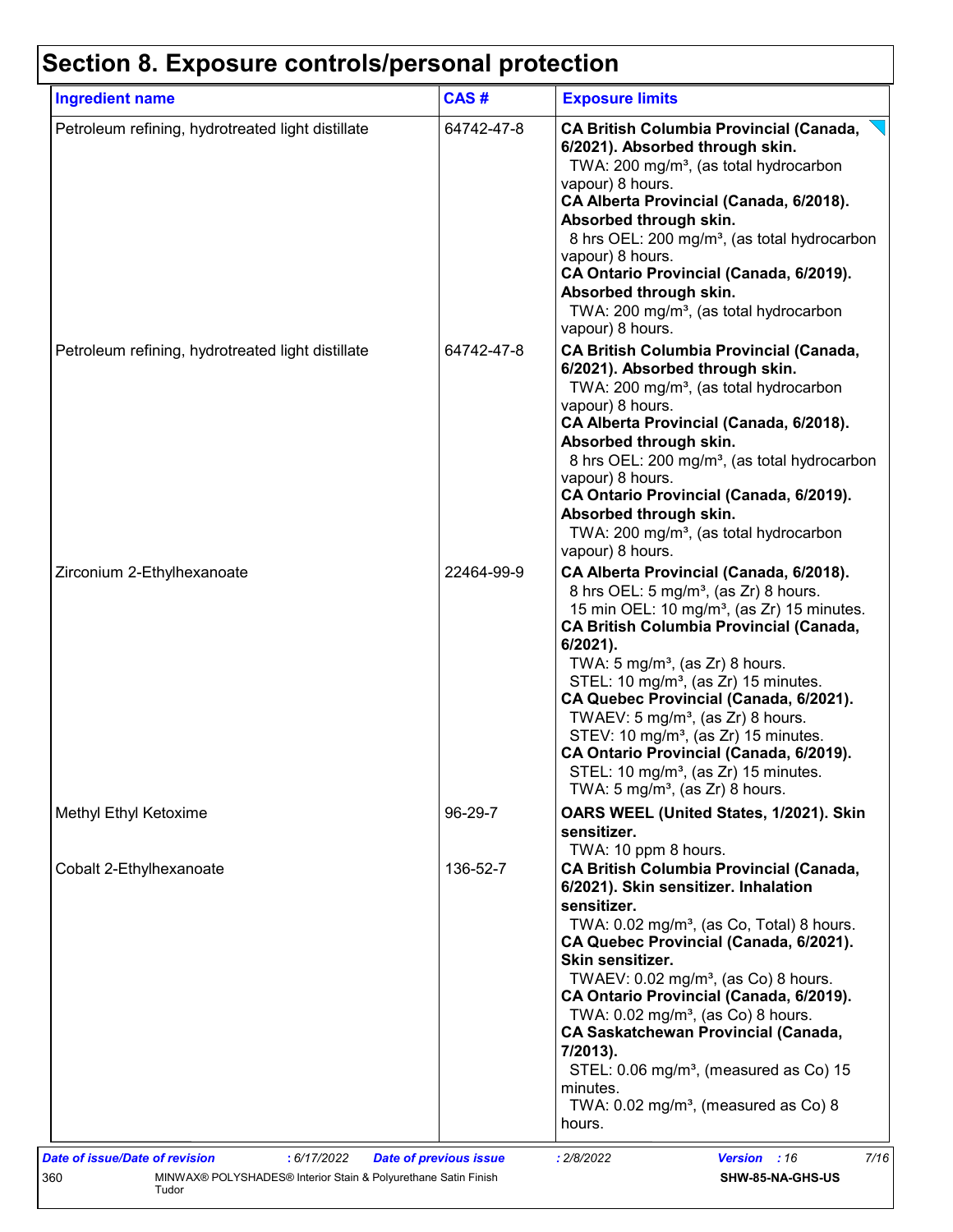# Section 8. Exposure controls/personal protection

| Ingredient name | CAS # | Exposure limits |
|---|---|---|
| Petroleum refining, hydrotreated light distillate | 64742-47-8 | **CA British Columbia Provincial (Canada, 6/2021). Absorbed through skin.**<br>TWA: 200 mg/m³, (as total hydrocarbon vapour) 8 hours.<br>**CA Alberta Provincial (Canada, 6/2018). Absorbed through skin.**<br>8 hrs OEL: 200 mg/m³, (as total hydrocarbon vapour) 8 hours.<br>**CA Ontario Provincial (Canada, 6/2019). Absorbed through skin.**<br>TWA: 200 mg/m³, (as total hydrocarbon vapour) 8 hours. |
| Petroleum refining, hydrotreated light distillate | 64742-47-8 | **CA British Columbia Provincial (Canada, 6/2021). Absorbed through skin.**<br>TWA: 200 mg/m³, (as total hydrocarbon vapour) 8 hours.<br>**CA Alberta Provincial (Canada, 6/2018). Absorbed through skin.**<br>8 hrs OEL: 200 mg/m³, (as total hydrocarbon vapour) 8 hours.<br>**CA Ontario Provincial (Canada, 6/2019). Absorbed through skin.**<br>TWA: 200 mg/m³, (as total hydrocarbon vapour) 8 hours. |
| Zirconium 2-Ethylhexanoate | 22464-99-9 | **CA Alberta Provincial (Canada, 6/2018).**<br>8 hrs OEL: 5 mg/m³, (as Zr) 8 hours.<br>15 min OEL: 10 mg/m³, (as Zr) 15 minutes.<br>**CA British Columbia Provincial (Canada, 6/2021).**<br>TWA: 5 mg/m³, (as Zr) 8 hours.<br>STEL: 10 mg/m³, (as Zr) 15 minutes.<br>**CA Quebec Provincial (Canada, 6/2021).**<br>TWAEV: 5 mg/m³, (as Zr) 8 hours.<br>STEV: 10 mg/m³, (as Zr) 15 minutes.<br>**CA Ontario Provincial (Canada, 6/2019).**<br>STEL: 10 mg/m³, (as Zr) 15 minutes.<br>TWA: 5 mg/m³, (as Zr) 8 hours. |
| Methyl Ethyl Ketoxime | 96-29-7 | **OARS WEEL (United States, 1/2021). Skin sensitizer.**<br>TWA: 10 ppm 8 hours. |
| Cobalt 2-Ethylhexanoate | 136-52-7 | **CA British Columbia Provincial (Canada, 6/2021). Skin sensitizer. Inhalation sensitizer.**<br>TWA: 0.02 mg/m³, (as Co, Total) 8 hours.<br>**CA Quebec Provincial (Canada, 6/2021). Skin sensitizer.**<br>TWAEV: 0.02 mg/m³, (as Co) 8 hours.<br>**CA Ontario Provincial (Canada, 6/2019).**<br>TWA: 0.02 mg/m³, (as Co) 8 hours.<br>**CA Saskatchewan Provincial (Canada, 7/2013).**<br>STEL: 0.06 mg/m³, (measured as Co) 15 minutes.<br>TWA: 0.02 mg/m³, (measured as Co) 8 hours. |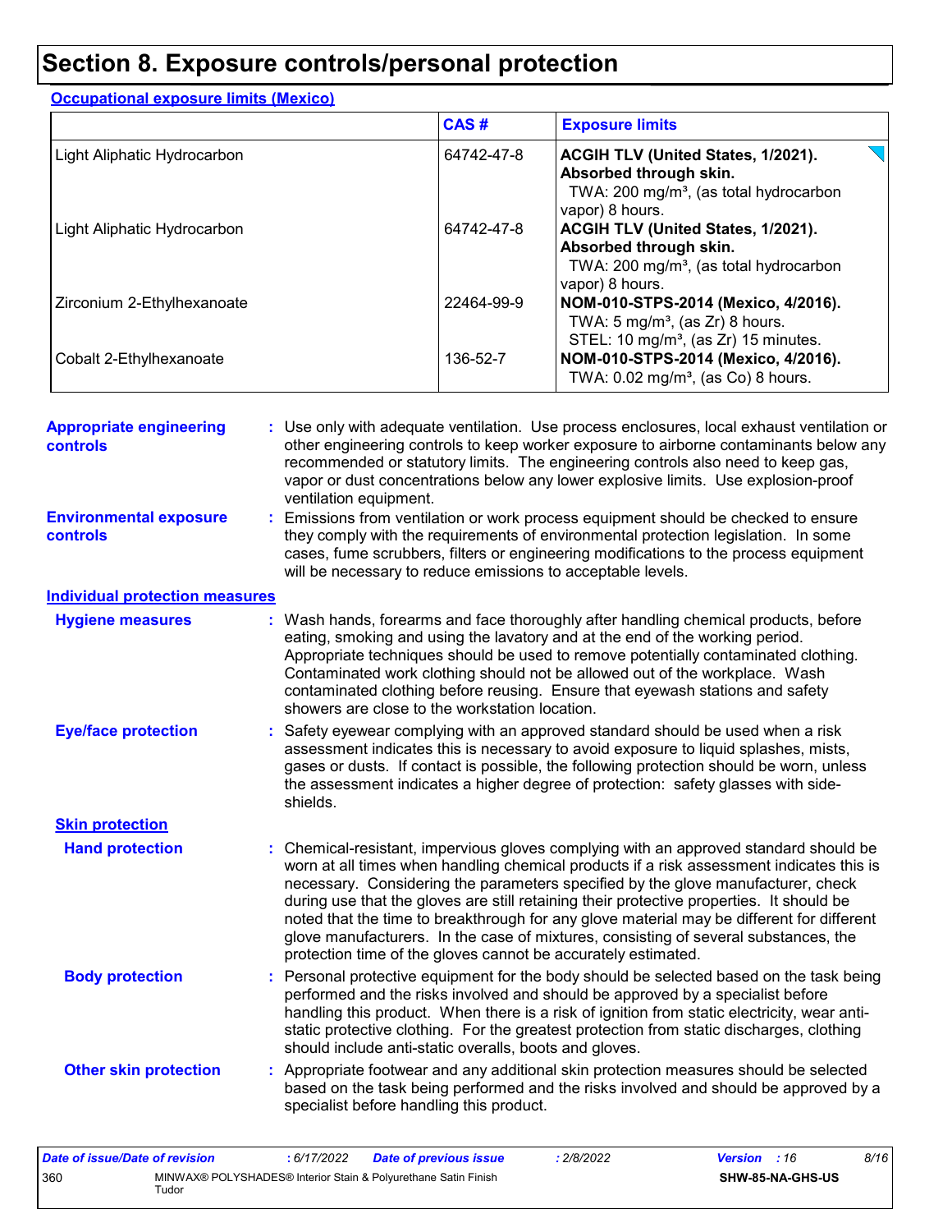# Section 8. Exposure controls/personal protection

**Occupational exposure limits (Mexico)**

| | CAS # | Exposure limits |
|---|---|---|
| Light Aliphatic Hydrocarbon | 64742-47-8 | **ACGIH TLV (United States, 1/2021). Absorbed through skin.** TWA: 200 mg/m³, (as total hydrocarbon vapor) 8 hours. |
| Light Aliphatic Hydrocarbon | 64742-47-8 | **ACGIH TLV (United States, 1/2021). Absorbed through skin.** TWA: 200 mg/m³, (as total hydrocarbon vapor) 8 hours. |
| Zirconium 2-Ethylhexanoate | 22464-99-9 | **NOM-010-STPS-2014 (Mexico, 4/2016).** TWA: 5 mg/m³, (as Zr) 8 hours. STEL: 10 mg/m³, (as Zr) 15 minutes. |
| Cobalt 2-Ethylhexanoate | 136-52-7 | **NOM-010-STPS-2014 (Mexico, 4/2016).** TWA: 0.02 mg/m³, (as Co) 8 hours. |

**Appropriate engineering controls** : Use only with adequate ventilation. Use process enclosures, local exhaust ventilation or other engineering controls to keep worker exposure to airborne contaminants below any recommended or statutory limits. The engineering controls also need to keep gas, vapor or dust concentrations below any lower explosive limits. Use explosion-proof ventilation equipment.

**Environmental exposure controls** : Emissions from ventilation or work process equipment should be checked to ensure they comply with the requirements of environmental protection legislation. In some cases, fume scrubbers, filters or engineering modifications to the process equipment will be necessary to reduce emissions to acceptable levels.

**Individual protection measures**

**Hygiene measures** : Wash hands, forearms and face thoroughly after handling chemical products, before eating, smoking and using the lavatory and at the end of the working period. Appropriate techniques should be used to remove potentially contaminated clothing. Contaminated work clothing should not be allowed out of the workplace. Wash contaminated clothing before reusing. Ensure that eyewash stations and safety showers are close to the workstation location.

**Eye/face protection** : Safety eyewear complying with an approved standard should be used when a risk assessment indicates this is necessary to avoid exposure to liquid splashes, mists, gases or dusts. If contact is possible, the following protection should be worn, unless the assessment indicates a higher degree of protection: safety glasses with side-shields.

**Skin protection**

**Hand protection** : Chemical-resistant, impervious gloves complying with an approved standard should be worn at all times when handling chemical products if a risk assessment indicates this is necessary. Considering the parameters specified by the glove manufacturer, check during use that the gloves are still retaining their protective properties. It should be noted that the time to breakthrough for any glove material may be different for different glove manufacturers. In the case of mixtures, consisting of several substances, the protection time of the gloves cannot be accurately estimated.

**Body protection** : Personal protective equipment for the body should be selected based on the task being performed and the risks involved and should be approved by a specialist before handling this product. When there is a risk of ignition from static electricity, wear anti-static protective clothing. For the greatest protection from static discharges, clothing should include anti-static overalls, boots and gloves.

**Other skin protection** : Appropriate footwear and any additional skin protection measures should be selected based on the task being performed and the risks involved and should be approved by a specialist before handling this product.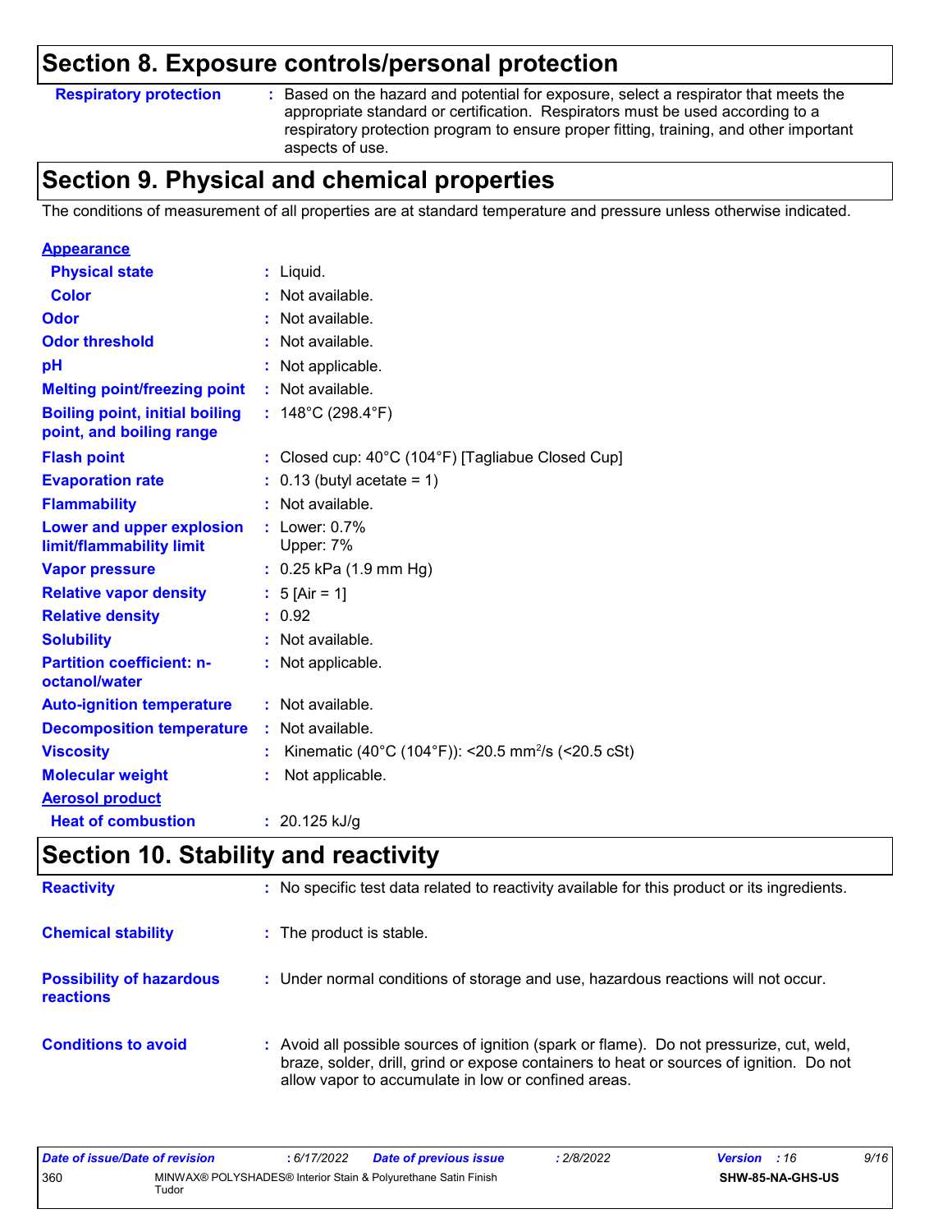## Section 8. Exposure controls/personal protection

**Respiratory protection** : Based on the hazard and potential for exposure, select a respirator that meets the appropriate standard or certification. Respirators must be used according to a respiratory protection program to ensure proper fitting, training, and other important aspects of use.

## Section 9. Physical and chemical properties

The conditions of measurement of all properties are at standard temperature and pressure unless otherwise indicated.

**Appearance**

| | |
|---|---|
| **Physical state** | : Liquid. |
| **Color** | : Not available. |
| **Odor** | : Not available. |
| **Odor threshold** | : Not available. |
| **pH** | : Not applicable. |
| **Melting point/freezing point** | : Not available. |
| **Boiling point, initial boiling point, and boiling range** | : 148°C (298.4°F) |
| **Flash point** | : Closed cup: 40°C (104°F) [Tagliabue Closed Cup] |
| **Evaporation rate** | : 0.13 (butyl acetate = 1) |
| **Flammability** | : Not available. |
| **Lower and upper explosion limit/flammability limit** | : Lower: 0.7%<br>Upper: 7% |
| **Vapor pressure** | : 0.25 kPa (1.9 mm Hg) |
| **Relative vapor density** | : 5 [Air = 1] |
| **Relative density** | : 0.92 |
| **Solubility** | : Not available. |
| **Partition coefficient: n-octanol/water** | : Not applicable. |
| **Auto-ignition temperature** | : Not available. |
| **Decomposition temperature** | : Not available. |
| **Viscosity** | : Kinematic (40°C (104°F)): <20.5 $mm^2/s$ (<20.5 cSt) |
| **Molecular weight** | : Not applicable. |

**Aerosol product**

| | |
|---|---|
| **Heat of combustion** | : 20.125 kJ/g |

## Section 10. Stability and reactivity

| | |
|---|---|
| **Reactivity** | : No specific test data related to reactivity available for this product or its ingredients. |
| **Chemical stability** | : The product is stable. |
| **Possibility of hazardous reactions** | : Under normal conditions of storage and use, hazardous reactions will not occur. |
| **Conditions to avoid** | : Avoid all possible sources of ignition (spark or flame). Do not pressurize, cut, weld, braze, solder, drill, grind or expose containers to heat or sources of ignition. Do not allow vapor to accumulate in low or confined areas. |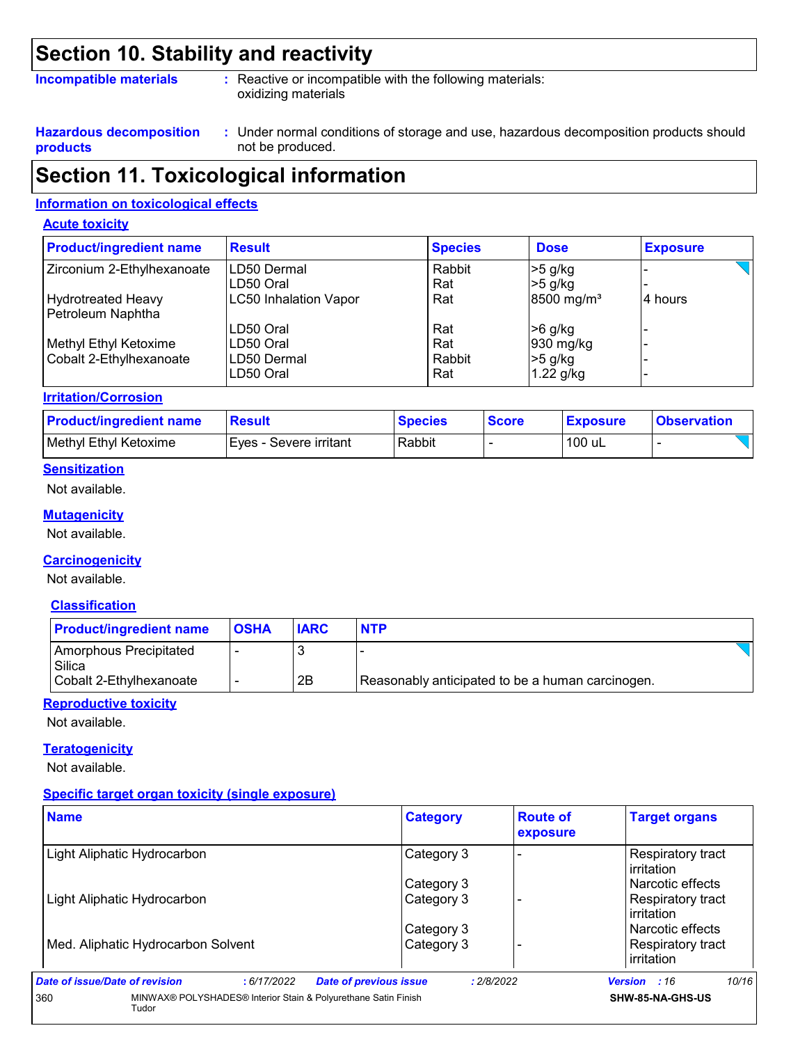## Section 10. Stability and reactivity

**Incompatible materials** : Reactive or incompatible with the following materials: oxidizing materials

**Hazardous decomposition products** : Under normal conditions of storage and use, hazardous decomposition products should not be produced.

## Section 11. Toxicological information

### Information on toxicological effects

#### Acute toxicity

| Product/ingredient name | Result | Species | Dose | Exposure |
|---|---|---|---|---|
| Zirconium 2-Ethylhexanoate | LD50 Dermal | Rabbit | >5 g/kg | - |
| | LD50 Oral | Rat | >5 g/kg | - |
| Hydrotreated Heavy Petroleum Naphtha | LC50 Inhalation Vapor | Rat | 8500 mg/m³ | 4 hours |
| | LD50 Oral | Rat | >6 g/kg | - |
| Methyl Ethyl Ketoxime | LD50 Oral | Rat | 930 mg/kg | - |
| Cobalt 2-Ethylhexanoate | LD50 Dermal | Rabbit | >5 g/kg | - |
| | LD50 Oral | Rat | 1.22 g/kg | - |

#### Irritation/Corrosion

| Product/ingredient name | Result | Species | Score | Exposure | Observation |
|---|---|---|---|---|---|
| Methyl Ethyl Ketoxime | Eyes - Severe irritant | Rabbit | - | 100 uL | - |

#### Sensitization

Not available.

#### Mutagenicity

Not available.

#### Carcinogenicity

Not available.

#### Classification

| Product/ingredient name | OSHA | IARC | NTP |
|---|---|---|---|
| Amorphous Precipitated Silica | - | 3 | - |
| Cobalt 2-Ethylhexanoate | - | 2B | Reasonably anticipated to be a human carcinogen. |

#### Reproductive toxicity

Not available.

#### Teratogenicity

Not available.

#### Specific target organ toxicity (single exposure)

| Name | Category | Route of exposure | Target organs |
|---|---|---|---|
| Light Aliphatic Hydrocarbon | Category 3 | - | Respiratory tract irritation |
| | Category 3 | | Narcotic effects |
| Light Aliphatic Hydrocarbon | Category 3 | - | Respiratory tract irritation |
| | Category 3 | | Narcotic effects |
| Med. Aliphatic Hydrocarbon Solvent | Category 3 | - | Respiratory tract irritation |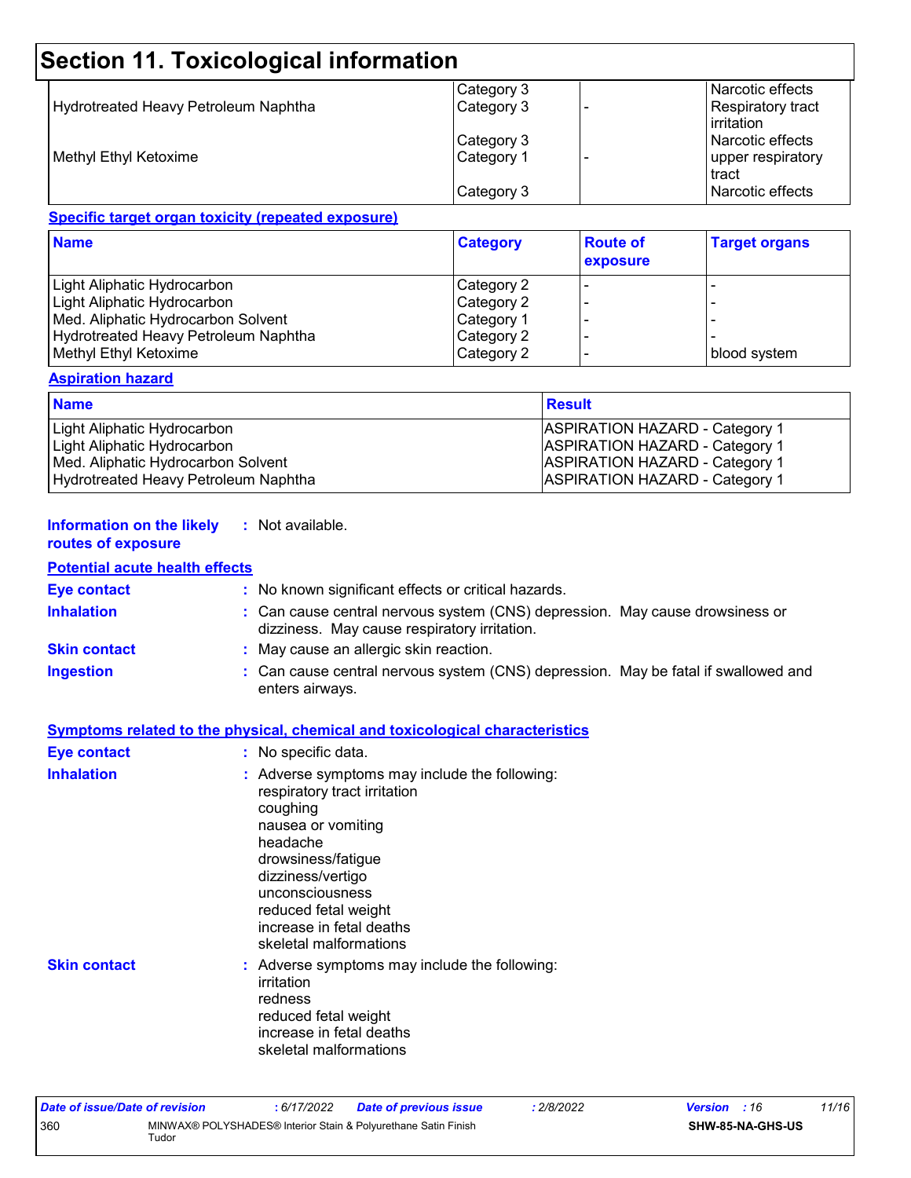# Section 11. Toxicological information

| | | | |
|---|---|---|---|
| | Category 3 | | Narcotic effects |
| Hydrotreated Heavy Petroleum Naphtha | Category 3 | - | Respiratory tract irritation |
| | Category 3 | | Narcotic effects |
| Methyl Ethyl Ketoxime | Category 1 | - | upper respiratory tract |
| | Category 3 | | Narcotic effects |

**Specific target organ toxicity (repeated exposure)**

| Name | Category | Route of exposure | Target organs |
|---|---|---|---|
| Light Aliphatic Hydrocarbon | Category 2 | - | - |
| Light Aliphatic Hydrocarbon | Category 2 | - | - |
| Med. Aliphatic Hydrocarbon Solvent | Category 1 | - | - |
| Hydrotreated Heavy Petroleum Naphtha | Category 2 | - | - |
| Methyl Ethyl Ketoxime | Category 2 | - | blood system |

**Aspiration hazard**

| Name | Result |
|---|---|
| Light Aliphatic Hydrocarbon | ASPIRATION HAZARD - Category 1 |
| Light Aliphatic Hydrocarbon | ASPIRATION HAZARD - Category 1 |
| Med. Aliphatic Hydrocarbon Solvent | ASPIRATION HAZARD - Category 1 |
| Hydrotreated Heavy Petroleum Naphtha | ASPIRATION HAZARD - Category 1 |

**Information on the likely routes of exposure** : Not available.

**Potential acute health effects**

**Eye contact** : No known significant effects or critical hazards.

**Inhalation** : Can cause central nervous system (CNS) depression. May cause drowsiness or dizziness. May cause respiratory irritation.

**Skin contact** : May cause an allergic skin reaction.

**Ingestion** : Can cause central nervous system (CNS) depression. May be fatal if swallowed and enters airways.

**Symptoms related to the physical, chemical and toxicological characteristics**

**Eye contact** : No specific data.

**Inhalation** : Adverse symptoms may include the following:
respiratory tract irritation
coughing
nausea or vomiting
headache
drowsiness/fatigue
dizziness/vertigo
unconsciousness
reduced fetal weight
increase in fetal deaths
skeletal malformations

**Skin contact** : Adverse symptoms may include the following:
irritation
redness
reduced fetal weight
increase in fetal deaths
skeletal malformations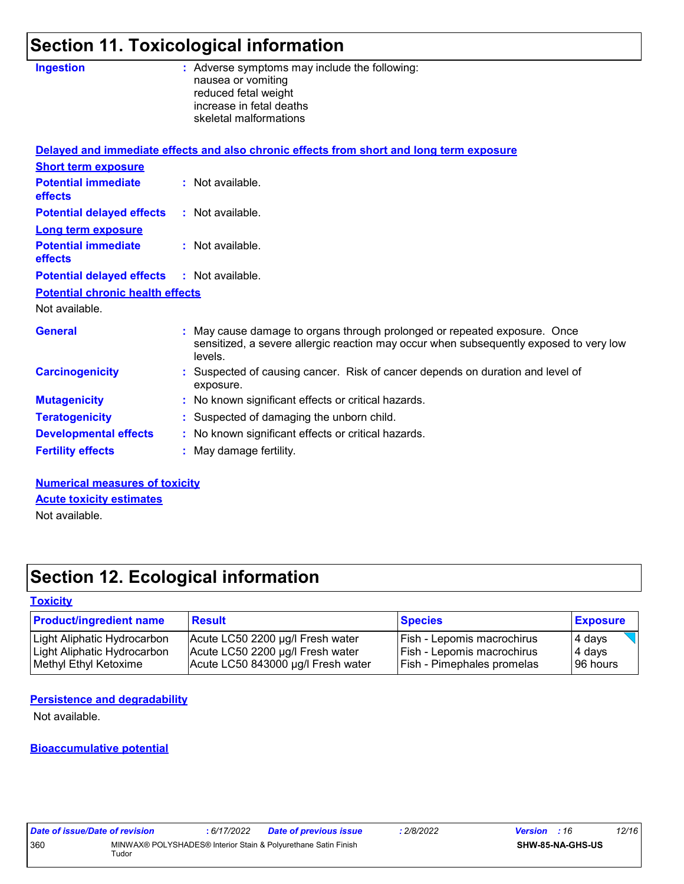# Section 11. Toxicological information

**Ingestion** : Adverse symptoms may include the following:
nausea or vomiting
reduced fetal weight
increase in fetal deaths
skeletal malformations

**Delayed and immediate effects and also chronic effects from short and long term exposure**

**Short term exposure**

**Potential immediate effects** : Not available.

**Potential delayed effects** : Not available.

**Long term exposure**

**Potential immediate effects** : Not available.

**Potential delayed effects** : Not available.

**Potential chronic health effects**

Not available.

**General** : May cause damage to organs through prolonged or repeated exposure. Once sensitized, a severe allergic reaction may occur when subsequently exposed to very low levels.

**Carcinogenicity** : Suspected of causing cancer. Risk of cancer depends on duration and level of exposure.

**Mutagenicity** : No known significant effects or critical hazards.

**Teratogenicity** : Suspected of damaging the unborn child.

**Developmental effects** : No known significant effects or critical hazards.

**Fertility effects** : May damage fertility.

**Numerical measures of toxicity**

**Acute toxicity estimates**

Not available.

# Section 12. Ecological information

**Toxicity**

| Product/ingredient name | Result | Species | Exposure |
|---|---|---|---|
| Light Aliphatic Hydrocarbon | Acute LC50 2200 µg/l Fresh water | Fish - Lepomis macrochirus | 4 days |
| Light Aliphatic Hydrocarbon | Acute LC50 2200 µg/l Fresh water | Fish - Lepomis macrochirus | 4 days |
| Methyl Ethyl Ketoxime | Acute LC50 843000 µg/l Fresh water | Fish - Pimephales promelas | 96 hours |

**Persistence and degradability**

Not available.

**Bioaccumulative potential**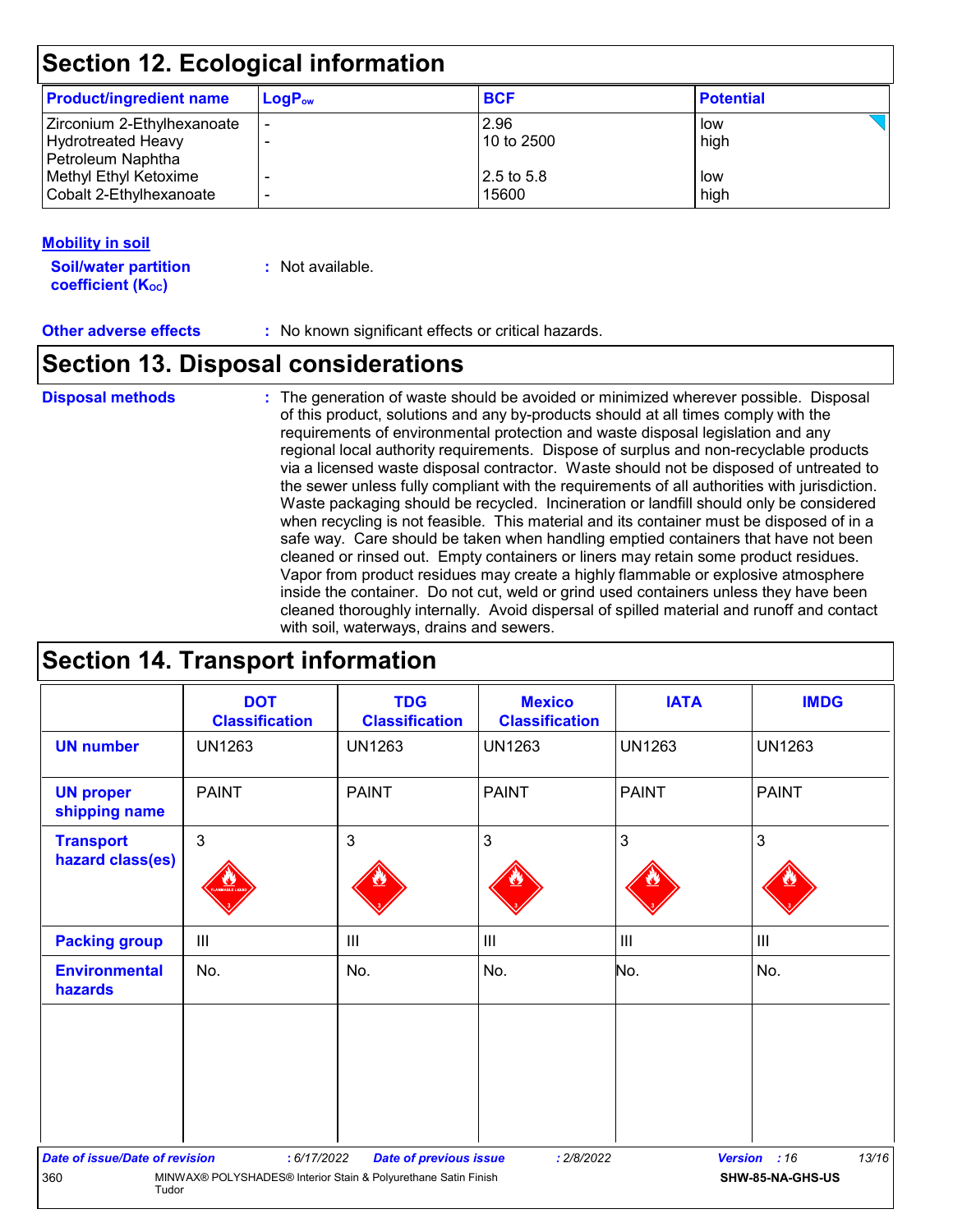## Section 12. Ecological information

| Product/ingredient name | $LogP_{ow}$ | BCF | Potential |
|---|---|---|---|
| Zirconium 2-Ethylhexanoate | - | 2.96 | low |
| Hydrotreated Heavy Petroleum Naphtha | - | 10 to 2500 | high |
| Methyl Ethyl Ketoxime | - | 2.5 to 5.8 | low |
| Cobalt 2-Ethylhexanoate | - | 15600 | high |

### Mobility in soil

**Soil/water partition coefficient ($K_{OC}$)** : Not available.

**Other adverse effects** : No known significant effects or critical hazards.

## Section 13. Disposal considerations

**Disposal methods** : The generation of waste should be avoided or minimized wherever possible. Disposal of this product, solutions and any by-products should at all times comply with the requirements of environmental protection and waste disposal legislation and any regional local authority requirements. Dispose of surplus and non-recyclable products via a licensed waste disposal contractor. Waste should not be disposed of untreated to the sewer unless fully compliant with the requirements of all authorities with jurisdiction. Waste packaging should be recycled. Incineration or landfill should only be considered when recycling is not feasible. This material and its container must be disposed of in a safe way. Care should be taken when handling emptied containers that have not been cleaned or rinsed out. Empty containers or liners may retain some product residues. Vapor from product residues may create a highly flammable or explosive atmosphere inside the container. Do not cut, weld or grind used containers unless they have been cleaned thoroughly internally. Avoid dispersal of spilled material and runoff and contact with soil, waterways, drains and sewers.

## Section 14. Transport information

| | DOT Classification | TDG Classification | Mexico Classification | IATA | IMDG |
|---|---|---|---|---|---|
| **UN number** | UN1263 | UN1263 | UN1263 | UN1263 | UN1263 |
| **UN proper shipping name** | PAINT | PAINT | PAINT | PAINT | PAINT |
| **Transport hazard class(es)** | 3 | 3 | 3 | 3 | 3 |
| **Packing group** | III | III | III | III | III |
| **Environmental hazards** | No. | No. | No. | No. | No. |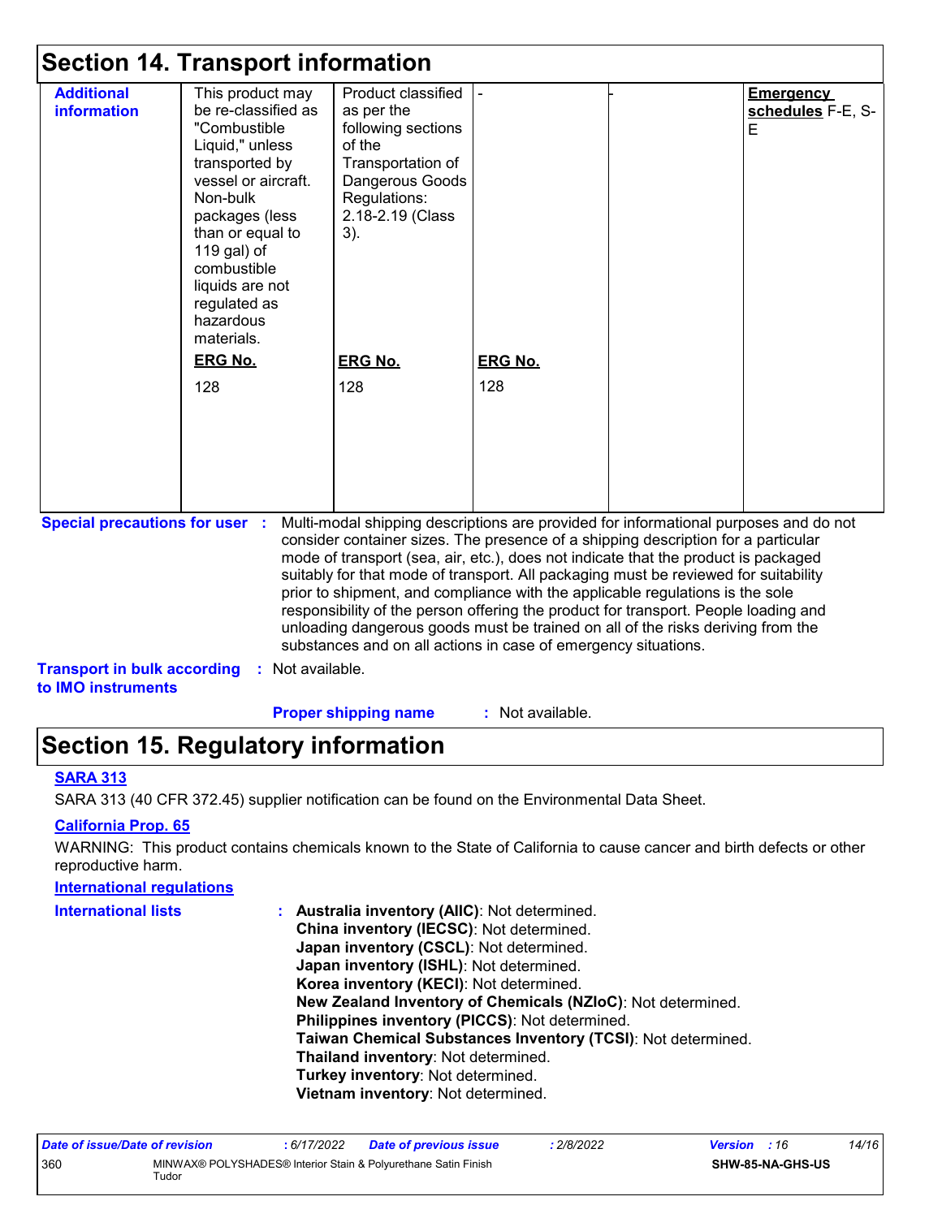## Section 14. Transport information

| Additional information | This product may be re-classified as "Combustible Liquid," unless transported by vessel or aircraft. Non-bulk packages (less than or equal to 119 gal) of combustible liquids are not regulated as hazardous materials.<br><br>**ERG No.**<br>128 | Product classified as per the following sections of the Transportation of Dangerous Goods Regulations: 2.18-2.19 (Class 3).<br><br>**ERG No.**<br>128 | -<br><br>**ERG No.**<br>128 | - | **Emergency schedules** F-E, S-E |
|---|---|---|---|---|---|

**Special precautions for user** : Multi-modal shipping descriptions are provided for informational purposes and do not consider container sizes. The presence of a shipping description for a particular mode of transport (sea, air, etc.), does not indicate that the product is packaged suitably for that mode of transport. All packaging must be reviewed for suitability prior to shipment, and compliance with the applicable regulations is the sole responsibility of the person offering the product for transport. People loading and unloading dangerous goods must be trained on all of the risks deriving from the substances and on all actions in case of emergency situations.

**Transport in bulk according to IMO instruments** : Not available.

**Proper shipping name** : Not available.

## Section 15. Regulatory information

**SARA 313**

SARA 313 (40 CFR 372.45) supplier notification can be found on the Environmental Data Sheet.

**California Prop. 65**

WARNING: This product contains chemicals known to the State of California to cause cancer and birth defects or other reproductive harm.

**International regulations**

**International lists** :
**Australia inventory (AIIC)**: Not determined.
**China inventory (IECSC)**: Not determined.
**Japan inventory (CSCL)**: Not determined.
**Japan inventory (ISHL)**: Not determined.
**Korea inventory (KECI)**: Not determined.
**New Zealand Inventory of Chemicals (NZIoC)**: Not determined.
**Philippines inventory (PICCS)**: Not determined.
**Taiwan Chemical Substances Inventory (TCSI)**: Not determined.
**Thailand inventory**: Not determined.
**Turkey inventory**: Not determined.
**Vietnam inventory**: Not determined.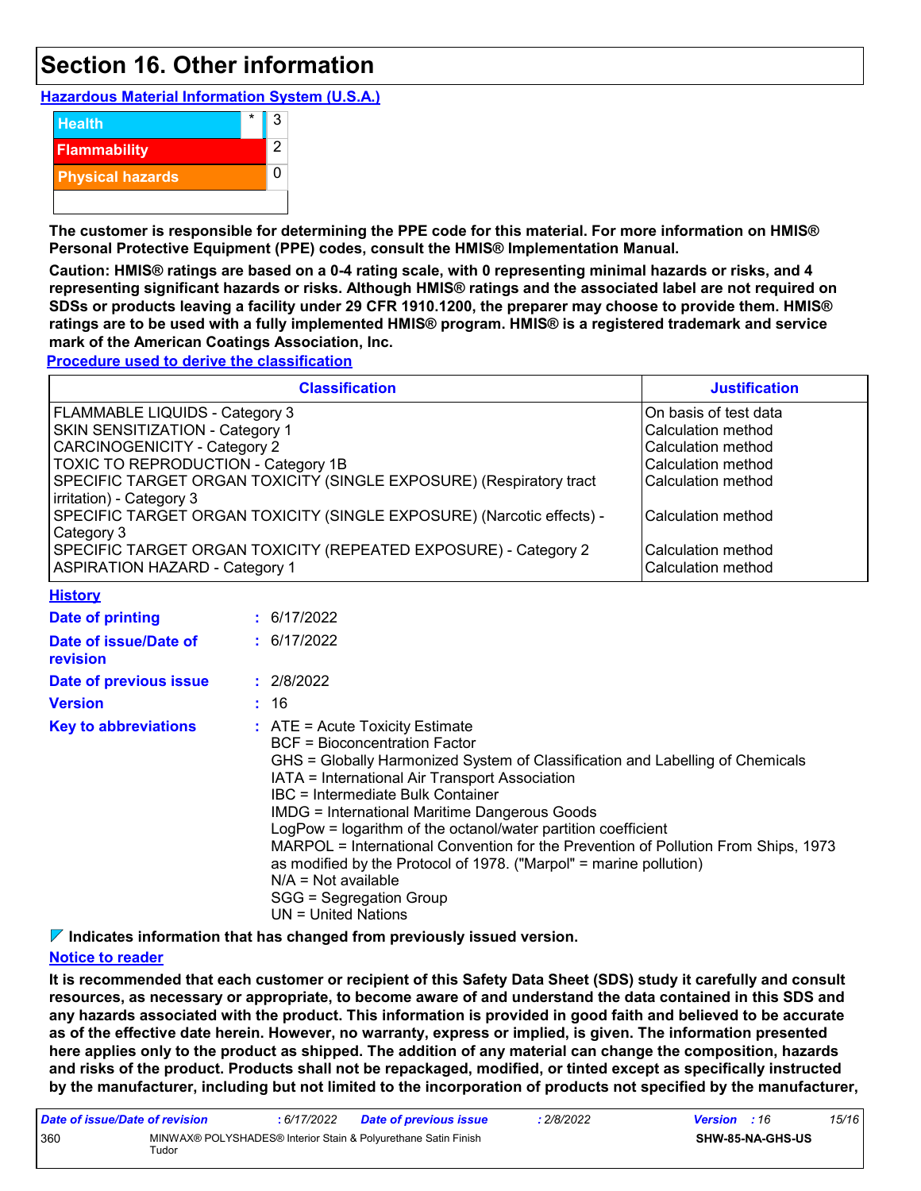# Section 16. Other information

**Hazardous Material Information System (U.S.A.)**

| | | |
|---|---|---|
| Health | * | 3 |
| Flammability | | 2 |
| Physical hazards | | 0 |

**The customer is responsible for determining the PPE code for this material. For more information on HMIS® Personal Protective Equipment (PPE) codes, consult the HMIS® Implementation Manual.**

**Caution: HMIS® ratings are based on a 0-4 rating scale, with 0 representing minimal hazards or risks, and 4 representing significant hazards or risks. Although HMIS® ratings and the associated label are not required on SDSs or products leaving a facility under 29 CFR 1910.1200, the preparer may choose to provide them. HMIS® ratings are to be used with a fully implemented HMIS® program. HMIS® is a registered trademark and service mark of the American Coatings Association, Inc.**

**Procedure used to derive the classification**

| Classification | Justification |
|---|---|
| FLAMMABLE LIQUIDS - Category 3 | On basis of test data |
| SKIN SENSITIZATION - Category 1 | Calculation method |
| CARCINOGENICITY - Category 2 | Calculation method |
| TOXIC TO REPRODUCTION - Category 1B | Calculation method |
| SPECIFIC TARGET ORGAN TOXICITY (SINGLE EXPOSURE) (Respiratory tract irritation) - Category 3 | Calculation method |
| SPECIFIC TARGET ORGAN TOXICITY (SINGLE EXPOSURE) (Narcotic effects) - Category 3 | Calculation method |
| SPECIFIC TARGET ORGAN TOXICITY (REPEATED EXPOSURE) - Category 2 | Calculation method |
| ASPIRATION HAZARD - Category 1 | Calculation method |

**History**

**Date of printing** : 6/17/2022

**Date of issue/Date of revision** : 6/17/2022

**Date of previous issue** : 2/8/2022

**Version** : 16

**Key to abbreviations** :
ATE = Acute Toxicity Estimate
BCF = Bioconcentration Factor
GHS = Globally Harmonized System of Classification and Labelling of Chemicals
IATA = International Air Transport Association
IBC = Intermediate Bulk Container
IMDG = International Maritime Dangerous Goods
LogPow = logarithm of the octanol/water partition coefficient
MARPOL = International Convention for the Prevention of Pollution From Ships, 1973 as modified by the Protocol of 1978. ("Marpol" = marine pollution)
N/A = Not available
SGG = Segregation Group
UN = United Nations

**Indicates information that has changed from previously issued version.**

**Notice to reader**

**It is recommended that each customer or recipient of this Safety Data Sheet (SDS) study it carefully and consult resources, as necessary or appropriate, to become aware of and understand the data contained in this SDS and any hazards associated with the product. This information is provided in good faith and believed to be accurate as of the effective date herein. However, no warranty, express or implied, is given. The information presented here applies only to the product as shipped. The addition of any material can change the composition, hazards and risks of the product. Products shall not be repackaged, modified, or tinted except as specifically instructed by the manufacturer, including but not limited to the incorporation of products not specified by the manufacturer,**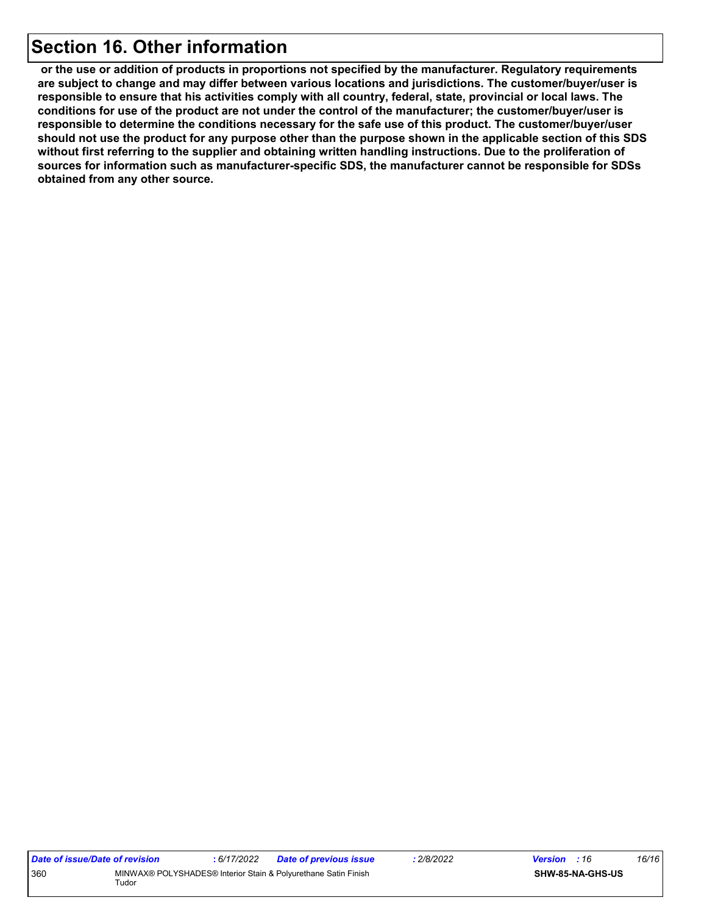## Section 16. Other information

**or the use or addition of products in proportions not specified by the manufacturer. Regulatory requirements are subject to change and may differ between various locations and jurisdictions. The customer/buyer/user is responsible to ensure that his activities comply with all country, federal, state, provincial or local laws. The conditions for use of the product are not under the control of the manufacturer; the customer/buyer/user is responsible to determine the conditions necessary for the safe use of this product. The customer/buyer/user should not use the product for any purpose other than the purpose shown in the applicable section of this SDS without first referring to the supplier and obtaining written handling instructions. Due to the proliferation of sources for information such as manufacturer-specific SDS, the manufacturer cannot be responsible for SDSs obtained from any other source.**